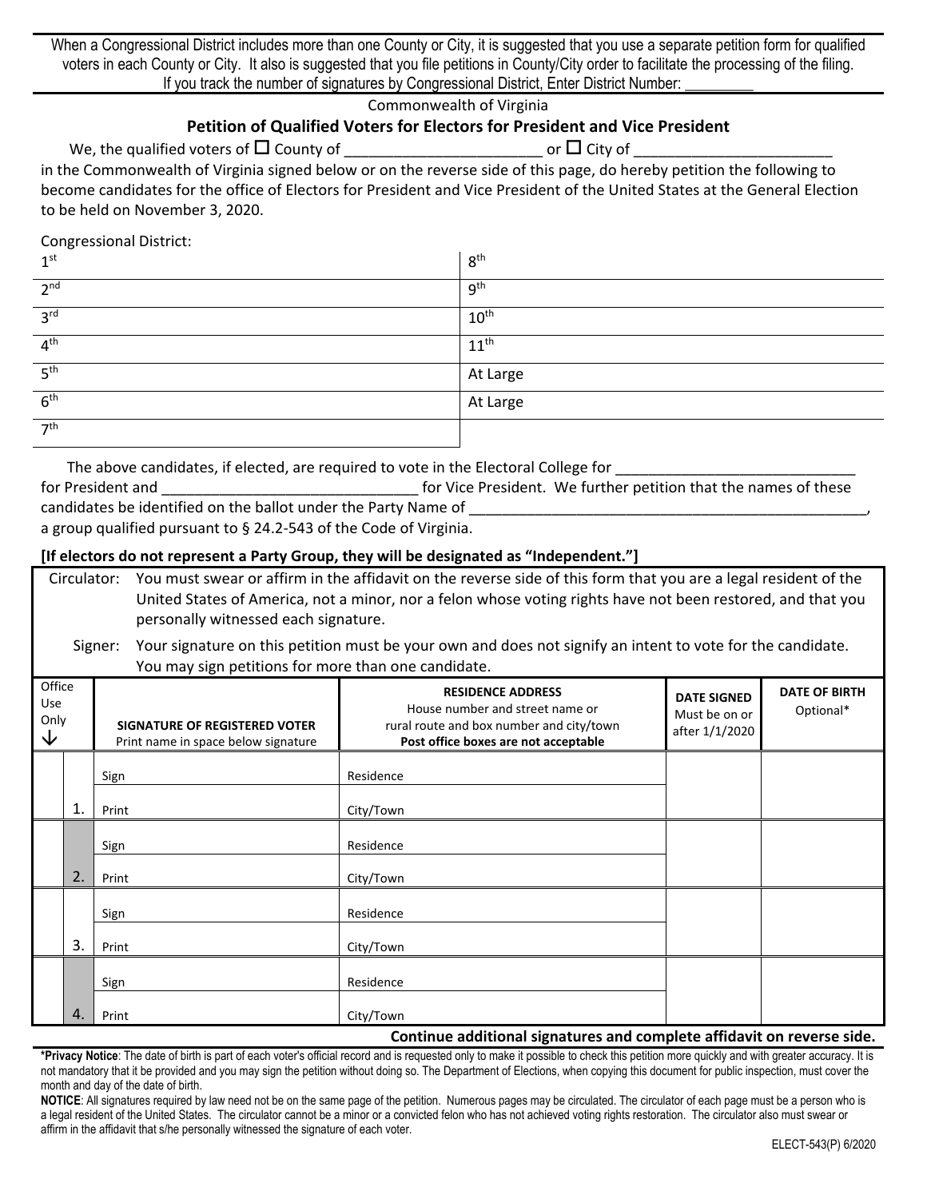When a Congressional District includes more than one County or City, it is suggested that you use a separate petition form for qualified voters in each County or City. It also is suggested that you file petitions in County/City order to facilitate the processing of the filing.
If you track the number of signatures by Congressional District, Enter District Number: _________

Commonwealth of Virginia

## Petition of Qualified Voters for Electors for President and Vice President

We, the qualified voters of ☐ County of ________________________ or ☐ City of ________________________ in the Commonwealth of Virginia signed below or on the reverse side of this page, do hereby petition the following to become candidates for the office of Electors for President and Vice President of the United States at the General Election to be held on November 3, 2020.

Congressional District:

| | |
|---|---|
| 1st | 8th |
| 2nd | 9th |
| 3rd | 10th |
| 4th | 11th |
| 5th | At Large |
| 6th | At Large |
| 7th | |

The above candidates, if elected, are required to vote in the Electoral College for ______________________________ for President and _______________________________ for Vice President. We further petition that the names of these candidates be identified on the ballot under the Party Name of __________________________________________________, a group qualified pursuant to § 24.2-543 of the Code of Virginia.

**[If electors do not represent a Party Group, they will be designated as "Independent."]**

Circulator: You must swear or affirm in the affidavit on the reverse side of this form that you are a legal resident of the United States of America, not a minor, nor a felon whose voting rights have not been restored, and that you personally witnessed each signature.

Signer: Your signature on this petition must be your own and does not signify an intent to vote for the candidate. You may sign petitions for more than one candidate.

| Office Use Only ↓ | | **SIGNATURE OF REGISTERED VOTER** Print name in space below signature | **RESIDENCE ADDRESS** House number and street name or rural route and box number and city/town **Post office boxes are not acceptable** | **DATE SIGNED** Must be on or after 1/1/2020 | **DATE OF BIRTH** Optional* |
|---|---|---|---|---|---|
| | 1. | Sign<br>Print | Residence<br>City/Town | | |
| | 2. | Sign<br>Print | Residence<br>City/Town | | |
| | 3. | Sign<br>Print | Residence<br>City/Town | | |
| | 4. | Sign<br>Print | Residence<br>City/Town | | |

**Continue additional signatures and complete affidavit on reverse side.**

***Privacy Notice**: The date of birth is part of each voter's official record and is requested only to make it possible to check this petition more quickly and with greater accuracy. It is not mandatory that it be provided and you may sign the petition without doing so. The Department of Elections, when copying this document for public inspection, must cover the month and day of the date of birth.

**NOTICE**: All signatures required by law need not be on the same page of the petition. Numerous pages may be circulated. The circulator of each page must be a person who is a legal resident of the United States. The circulator cannot be a minor or a convicted felon who has not achieved voting rights restoration. The circulator also must swear or affirm in the affidavit that s/he personally witnessed the signature of each voter.

ELECT-543(P) 6/2020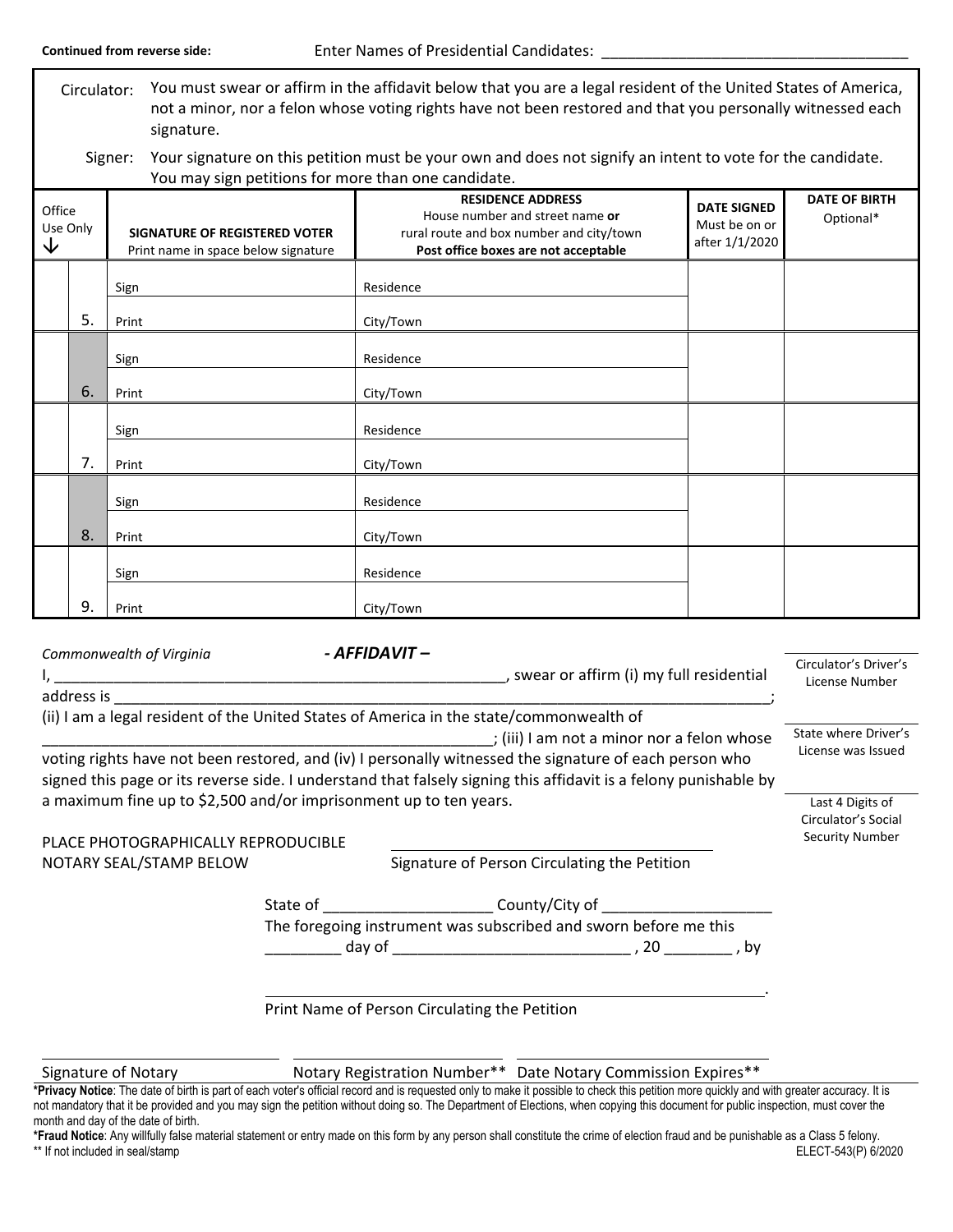**Continued from reverse side:** Enter Names of Presidential Candidates: ____________________________________

Circulator: You must swear or affirm in the affidavit below that you are a legal resident of the United States of America, not a minor, nor a felon whose voting rights have not been restored and that you personally witnessed each signature.

Signer: Your signature on this petition must be your own and does not signify an intent to vote for the candidate. You may sign petitions for more than one candidate.

| Office Use Only ↓ | | **SIGNATURE OF REGISTERED VOTER** Print name in space below signature | **RESIDENCE ADDRESS** House number and street name **or** rural route and box number and city/town **Post office boxes are not acceptable** | **DATE SIGNED** Must be on or after 1/1/2020 | **DATE OF BIRTH** Optional* |
|---|---|---|---|---|---|
| | 5. | Sign<br>Print | Residence<br>City/Town | | |
| | 6. | Sign<br>Print | Residence<br>City/Town | | |
| | 7. | Sign<br>Print | Residence<br>City/Town | | |
| | 8. | Sign<br>Print | Residence<br>City/Town | | |
| | 9. | Sign<br>Print | Residence<br>City/Town | | |

*Commonwealth of Virginia* ***- AFFIDAVIT –***

I, ______________________________________________________, swear or affirm (i) my full residential address is _________________________________________________________________________________; (ii) I am a legal resident of the United States of America in the state/commonwealth of ______________________________________________________; (iii) I am not a minor nor a felon whose voting rights have not been restored, and (iv) I personally witnessed the signature of each person who signed this page or its reverse side. I understand that falsely signing this affidavit is a felony punishable by a maximum fine up to $2,500 and/or imprisonment up to ten years.

______________________ Circulator's Driver's License Number

______________________ State where Driver's License was Issued

______________________ Last 4 Digits of Circulator's Social Security Number

PLACE PHOTOGRAPHICALLY REPRODUCIBLE NOTARY SEAL/STAMP BELOW

________________________________________
Signature of Person Circulating the Petition

State of ____________________ County/City of ____________________
The foregoing instrument was subscribed and sworn before me this _________ day of ____________________________ , 20 ________ , by

_____________________________________________________________.
Print Name of Person Circulating the Petition

______________________________ ___________________________ ______________________________
Signature of Notary Notary Registration Number** Date Notary Commission Expires**

***Privacy Notice**: The date of birth is part of each voter's official record and is requested only to make it possible to check this petition more quickly and with greater accuracy. It is not mandatory that it be provided and you may sign the petition without doing so. The Department of Elections, when copying this document for public inspection, must cover the month and day of the date of birth.

***Fraud Notice**: Any willfully false material statement or entry made on this form by any person shall constitute the crime of election fraud and be punishable as a Class 5 felony.

** If not included in seal/stamp

ELECT-543(P) 6/2020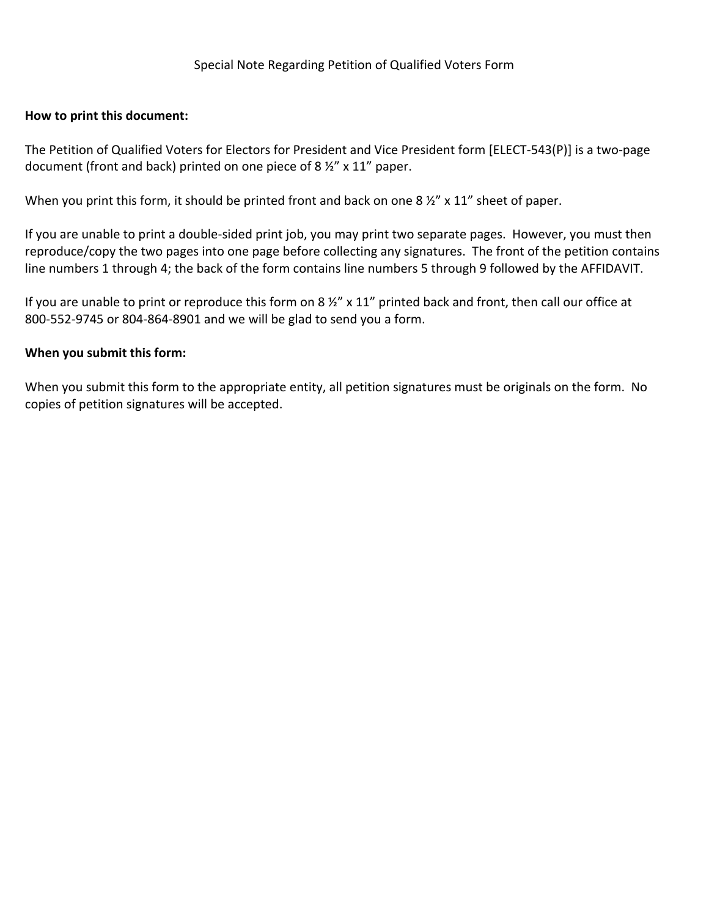Special Note Regarding Petition of Qualified Voters Form

**How to print this document:**

The Petition of Qualified Voters for Electors for President and Vice President form [ELECT-543(P)] is a two-page document (front and back) printed on one piece of 8 ½" x 11" paper.

When you print this form, it should be printed front and back on one 8 ½" x 11" sheet of paper.

If you are unable to print a double-sided print job, you may print two separate pages. However, you must then reproduce/copy the two pages into one page before collecting any signatures. The front of the petition contains line numbers 1 through 4; the back of the form contains line numbers 5 through 9 followed by the AFFIDAVIT.

If you are unable to print or reproduce this form on 8 ½" x 11" printed back and front, then call our office at 800-552-9745 or 804-864-8901 and we will be glad to send you a form.

**When you submit this form:**

When you submit this form to the appropriate entity, all petition signatures must be originals on the form. No copies of petition signatures will be accepted.